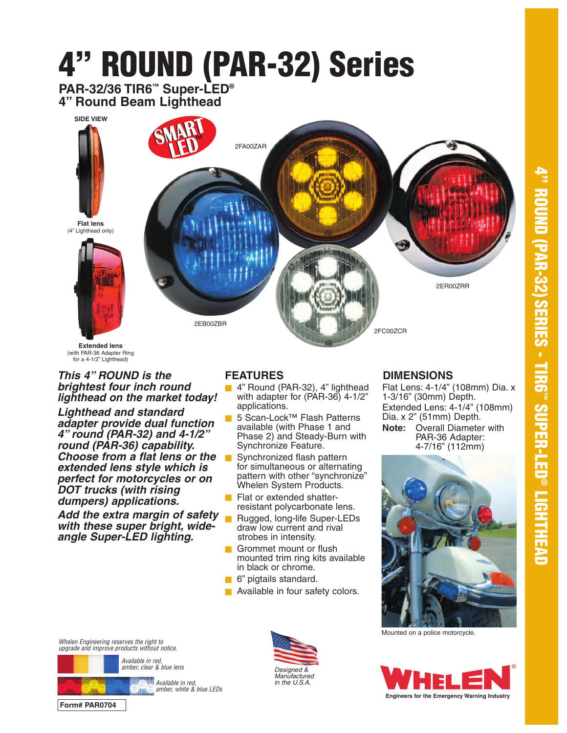# 4" ROUND (PAR-32) Series

## PAR-32/36 TIR6™ Super-LED®
## 4" Round Beam Lighthead

SIDE VIEW

**Flat lens**
(4" Lighthead only)

**Extended lens**
(with PAR-36 Adapter Ring for a 4-1/2" Lighthead)

SMART LED™

2FA00ZAR

2ER00ZRR

2EB00ZBR

2FC00ZCR

***This 4" ROUND is the brightest four inch round lighthead on the market today!***

***Lighthead and standard adapter provide dual function 4" round (PAR-32) and 4-1/2" round (PAR-36) capability. Choose from a flat lens or the extended lens style which is perfect for motorcycles or on DOT trucks (with rising dumpers) applications.***

***Add the extra margin of safety with these super bright, wide-angle Super-LED lighting.***

## FEATURES

- 4" Round (PAR-32), 4" lighthead with adapter for (PAR-36) 4-1/2" applications.
- 5 Scan-Lock™ Flash Patterns available (with Phase 1 and Phase 2) and Steady-Burn with Synchronize Feature.
- Synchronized flash pattern for simultaneous or alternating pattern with other "synchronize" Whelen System Products.
- Flat or extended shatter-resistant polycarbonate lens.
- Rugged, long-life Super-LEDs draw low current and rival strobes in intensity.
- Grommet mount or flush mounted trim ring kits available in black or chrome.
- 6" pigtails standard.
- Available in four safety colors.

## DIMENSIONS

Flat Lens: 4-1/4" (108mm) Dia. x 1-3/16" (30mm) Depth.
Extended Lens: 4-1/4" (108mm) Dia. x 2" (51mm) Depth.
**Note:** Overall Diameter with PAR-36 Adapter: 4-7/16" (112mm)

Mounted on a police motorcycle.

*Whelen Engineering reserves the right to upgrade and improve products without notice.*

*Available in red, amber, clear & blue lens*

*Available in red, amber, white & blue LEDs*

*Designed & Manufactured in the U.S.A.*

WHELEN®
Engineers for the Emergency Warning Industry

Form# PAR0704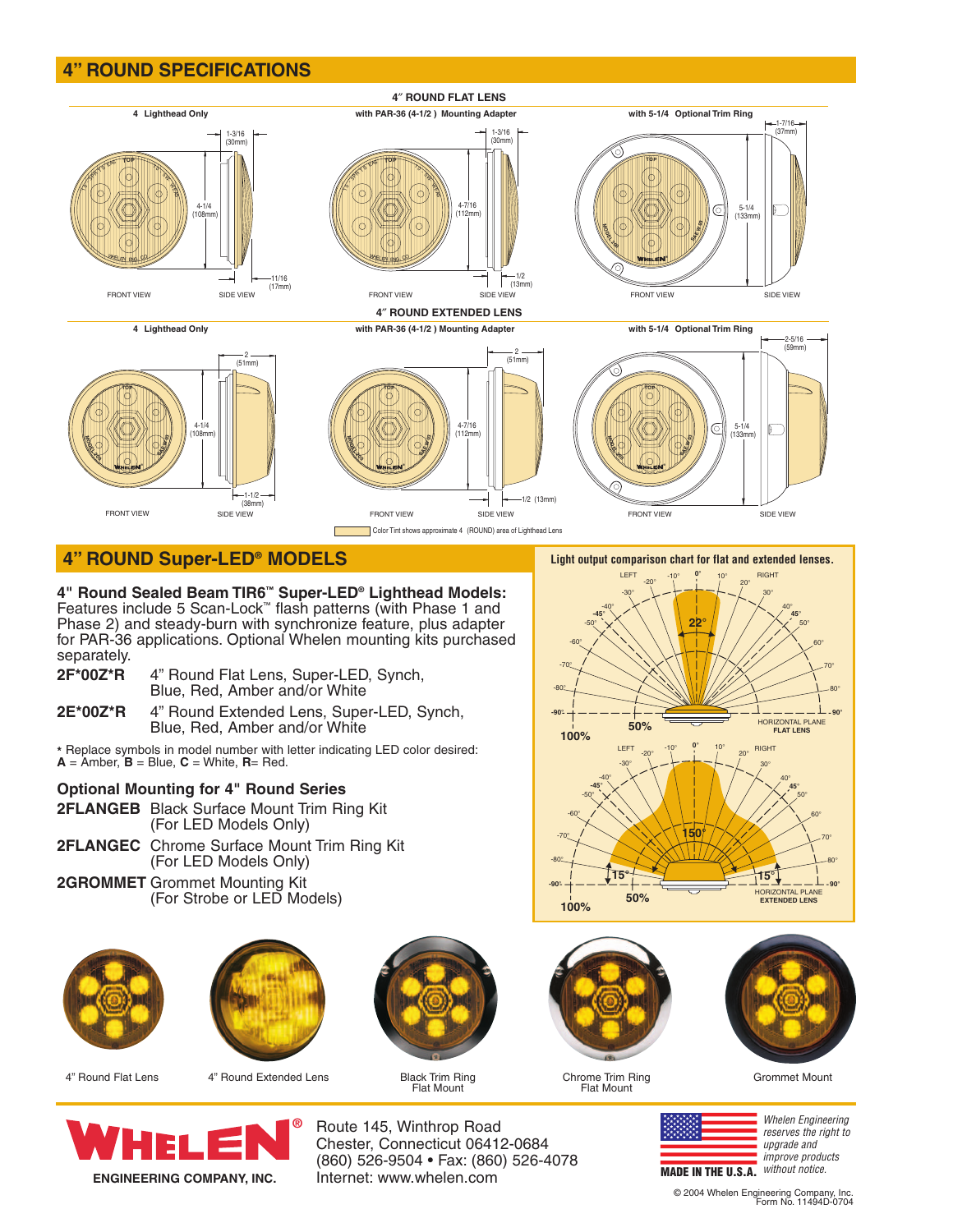## 4" ROUND SPECIFICATIONS

**4" ROUND FLAT LENS**

4 Lighthead Only — FRONT VIEW, SIDE VIEW
1-3/16 (30mm)
4-1/4 (108mm)
11/16 (17mm)

with PAR-36 (4-1/2 ) Mounting Adapter — FRONT VIEW, SIDE VIEW
1-3/16 (30mm)
4-7/16 (112mm)
1/2 (13mm)

with 5-1/4 Optional Trim Ring — FRONT VIEW, SIDE VIEW
1-7/16 (37mm)
5-1/4 (133mm)

**4" ROUND EXTENDED LENS**

4 Lighthead Only — FRONT VIEW, SIDE VIEW
2 (51mm)
4-1/4 (108mm)
1-1/2 (38mm)

with PAR-36 (4-1/2 ) Mounting Adapter — FRONT VIEW, SIDE VIEW
2 (51mm)
4-7/16 (112mm)
1/2 (13mm)

with 5-1/4 Optional Trim Ring — FRONT VIEW, SIDE VIEW
2-5/16 (59mm)
5-1/4 (133mm)

Color Tint shows approximate 4 (ROUND) area of Lighthead Lens

## 4" ROUND Super-LED® MODELS

### 4" Round Sealed Beam TIR6™ Super-LED® Lighthead Models:

Features include 5 Scan-Lock™ flash patterns (with Phase 1 and Phase 2) and steady-burn with synchronize feature, plus adapter for PAR-36 applications. Optional Whelen mounting kits purchased separately.

**2F*00Z*R** 4" Round Flat Lens, Super-LED, Synch, Blue, Red, Amber and/or White

**2E*00Z*R** 4" Round Extended Lens, Super-LED, Synch, Blue, Red, Amber and/or White

* Replace symbols in model number with letter indicating LED color desired:
**A** = Amber, **B** = Blue, **C** = White, **R**= Red.

### Optional Mounting for 4" Round Series

**2FLANGEB** Black Surface Mount Trim Ring Kit (For LED Models Only)

**2FLANGEC** Chrome Surface Mount Trim Ring Kit (For LED Models Only)

**2GROMMET** Grommet Mounting Kit (For Strobe or LED Models)

**Light output comparison chart for flat and extended lenses.**

LEFT RIGHT
0° 10° 20° 30° 40° 45° 50° 60° 70° 80° 90°
-10° -20° -30° -40° -45° -50° -60° -70° -80° -90°
22°
100% 50%
HORIZONTAL PLANE
FLAT LENS

LEFT RIGHT
0° 10° 20° 30° 40° 45° 50° 60° 70° 80° 90°
-10° -20° -30° -40° -45° -50° -60° -70° -80° -90°
150°
15° 15°
100% 50%
HORIZONTAL PLANE
EXTENDED LENS

4" Round Flat Lens

4" Round Extended Lens

Black Trim Ring
Flat Mount

Chrome Trim Ring
Flat Mount

Grommet Mount

**WHELEN®**
ENGINEERING COMPANY, INC.

Route 145, Winthrop Road
Chester, Connecticut 06412-0684
(860) 526-9504 • Fax: (860) 526-4078
Internet: www.whelen.com

MADE IN THE U.S.A.

*Whelen Engineering reserves the right to upgrade and improve products without notice.*

© 2004 Whelen Engineering Company, Inc.
Form No. 11494D-0704